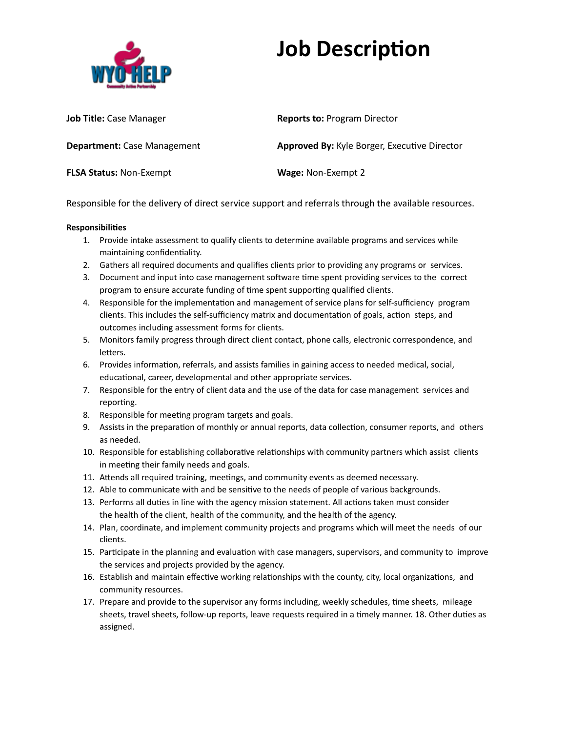# Job Description

**Job Title:** Case Manager

**Reports to:** Program Director

**Department:** Case Management

**Approved By:** Kyle Borger, Executive Director

**FLSA Status:** Non-Exempt

**Wage:** Non-Exempt 2

Responsible for the delivery of direct service support and referrals through the available resources.

**Responsibilities**

1. Provide intake assessment to qualify clients to determine available programs and services while maintaining confidentiality.
2. Gathers all required documents and qualifies clients prior to providing any programs or services.
3. Document and input into case management software time spent providing services to the correct program to ensure accurate funding of time spent supporting qualified clients.
4. Responsible for the implementation and management of service plans for self-sufficiency program clients. This includes the self-sufficiency matrix and documentation of goals, action steps, and outcomes including assessment forms for clients.
5. Monitors family progress through direct client contact, phone calls, electronic correspondence, and letters.
6. Provides information, referrals, and assists families in gaining access to needed medical, social, educational, career, developmental and other appropriate services.
7. Responsible for the entry of client data and the use of the data for case management services and reporting.
8. Responsible for meeting program targets and goals.
9. Assists in the preparation of monthly or annual reports, data collection, consumer reports, and others as needed.
10. Responsible for establishing collaborative relationships with community partners which assist clients in meeting their family needs and goals.
11. Attends all required training, meetings, and community events as deemed necessary.
12. Able to communicate with and be sensitive to the needs of people of various backgrounds.
13. Performs all duties in line with the agency mission statement. All actions taken must consider the health of the client, health of the community, and the health of the agency.
14. Plan, coordinate, and implement community projects and programs which will meet the needs of our clients.
15. Participate in the planning and evaluation with case managers, supervisors, and community to improve the services and projects provided by the agency.
16. Establish and maintain effective working relationships with the county, city, local organizations, and community resources.
17. Prepare and provide to the supervisor any forms including, weekly schedules, time sheets, mileage sheets, travel sheets, follow-up reports, leave requests required in a timely manner. 18. Other duties as assigned.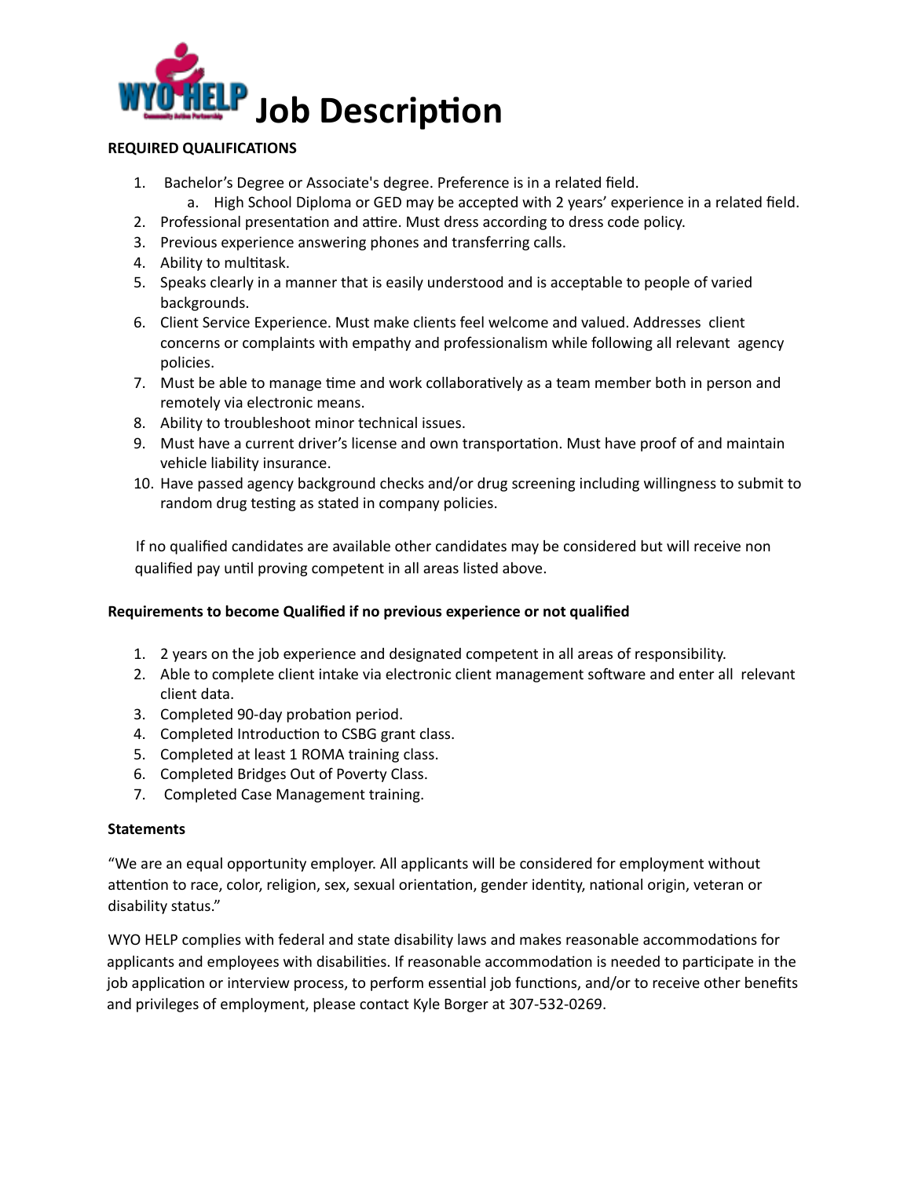# WYO HELP Job Description

**REQUIRED QUALIFICATIONS**

1. Bachelor's Degree or Associate's degree. Preference is in a related field.
   a. High School Diploma or GED may be accepted with 2 years' experience in a related field.
2. Professional presentation and attire. Must dress according to dress code policy.
3. Previous experience answering phones and transferring calls.
4. Ability to multitask.
5. Speaks clearly in a manner that is easily understood and is acceptable to people of varied backgrounds.
6. Client Service Experience. Must make clients feel welcome and valued. Addresses client concerns or complaints with empathy and professionalism while following all relevant agency policies.
7. Must be able to manage time and work collaboratively as a team member both in person and remotely via electronic means.
8. Ability to troubleshoot minor technical issues.
9. Must have a current driver's license and own transportation. Must have proof of and maintain vehicle liability insurance.
10. Have passed agency background checks and/or drug screening including willingness to submit to random drug testing as stated in company policies.

If no qualified candidates are available other candidates may be considered but will receive non qualified pay until proving competent in all areas listed above.

**Requirements to become Qualified if no previous experience or not qualified**

1. 2 years on the job experience and designated competent in all areas of responsibility.
2. Able to complete client intake via electronic client management software and enter all relevant client data.
3. Completed 90-day probation period.
4. Completed Introduction to CSBG grant class.
5. Completed at least 1 ROMA training class.
6. Completed Bridges Out of Poverty Class.
7. Completed Case Management training.

**Statements**

"We are an equal opportunity employer. All applicants will be considered for employment without attention to race, color, religion, sex, sexual orientation, gender identity, national origin, veteran or disability status."

WYO HELP complies with federal and state disability laws and makes reasonable accommodations for applicants and employees with disabilities. If reasonable accommodation is needed to participate in the job application or interview process, to perform essential job functions, and/or to receive other benefits and privileges of employment, please contact Kyle Borger at 307-532-0269.